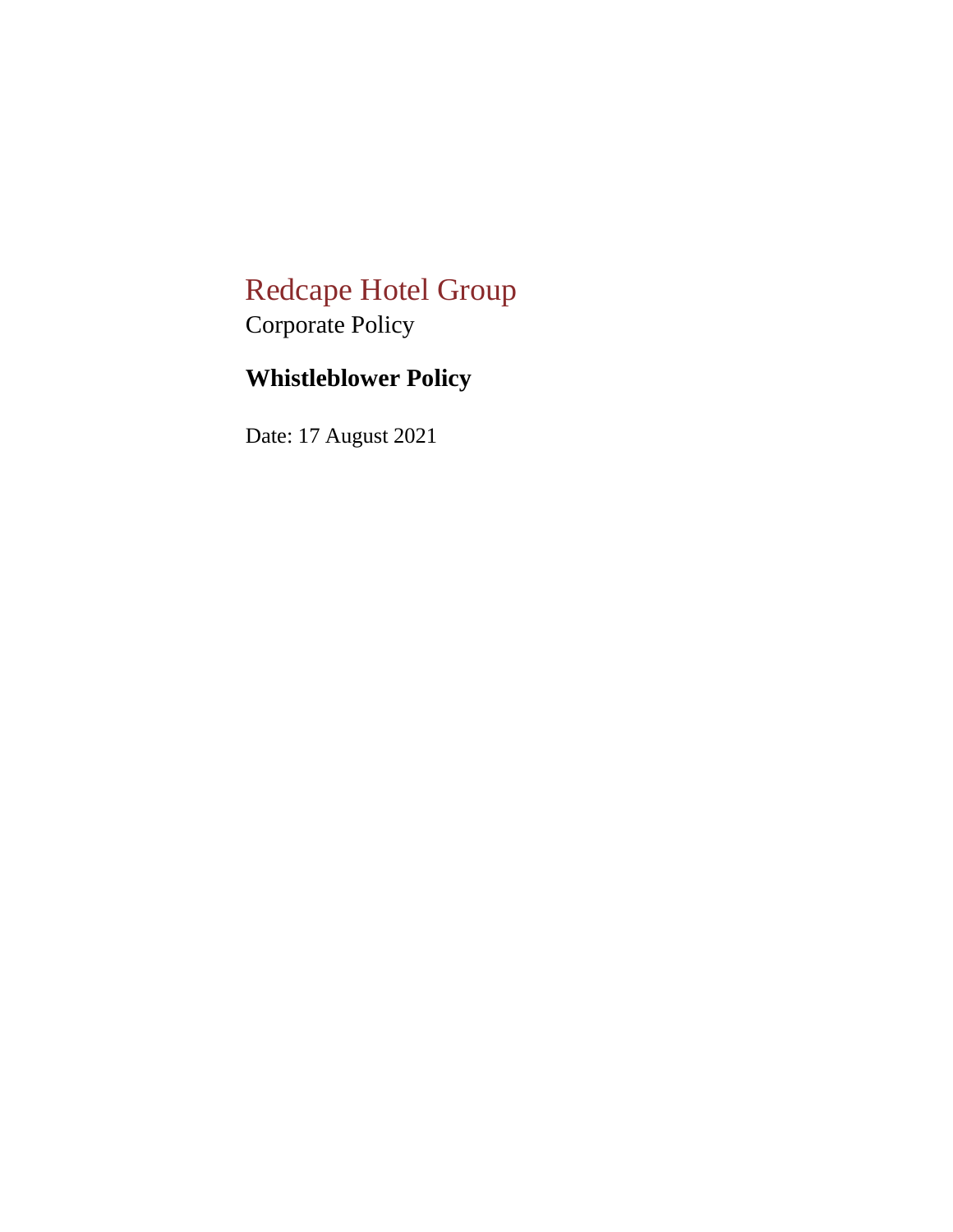# Redcape Hotel Group

Corporate Policy

## Whistleblower Policy

Date: 17 August 2021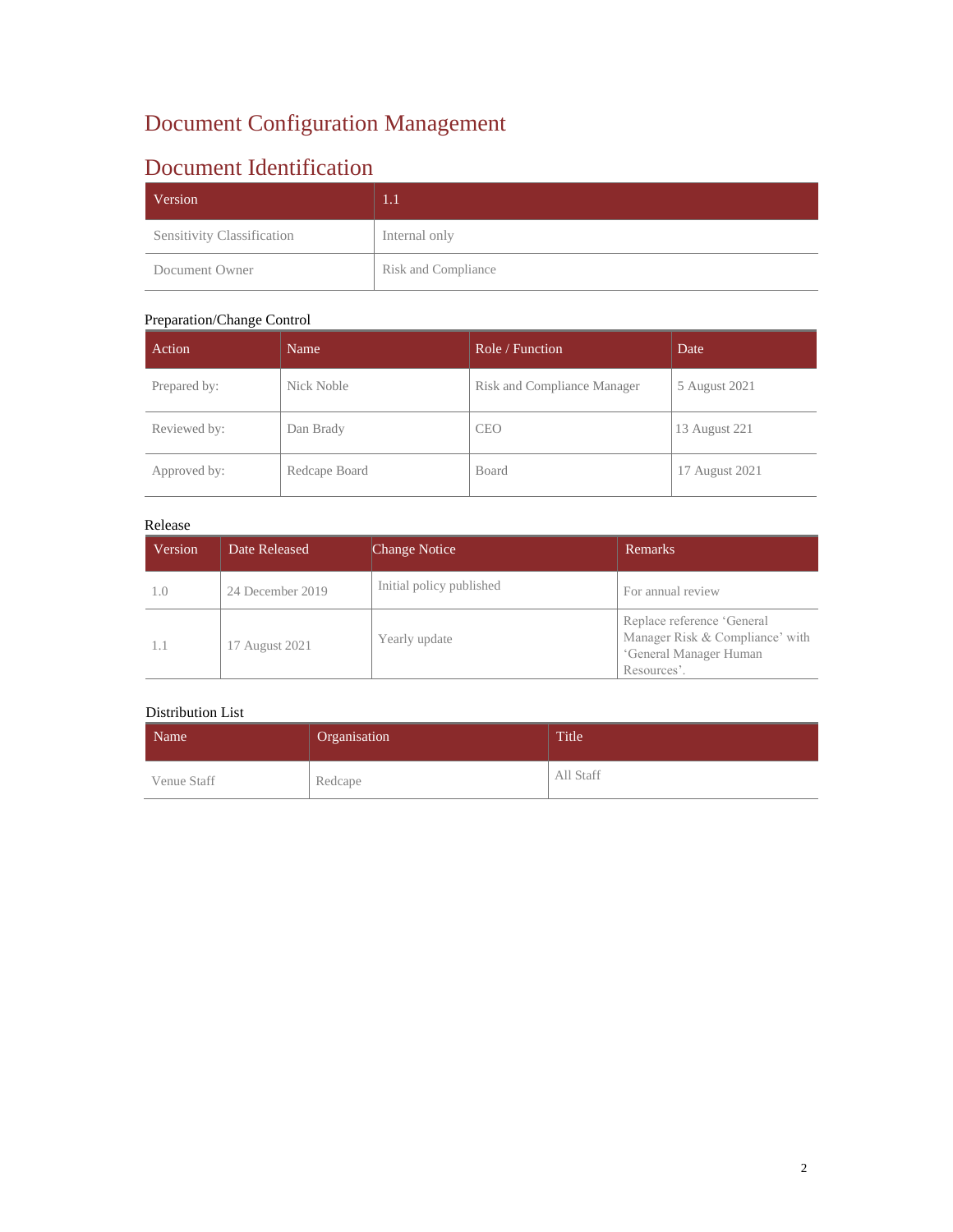# Document Configuration Management

## Document Identification

| Version | 1.1 |
|---|---|
| Sensitivity Classification | Internal only |
| Document Owner | Risk and Compliance |

### Preparation/Change Control

| Action | Name | Role / Function | Date |
|---|---|---|---|
| Prepared by: | Nick Noble | Risk and Compliance Manager | 5 August 2021 |
| Reviewed by: | Dan Brady | CEO | 13 August 221 |
| Approved by: | Redcape Board | Board | 17 August 2021 |

### Release

| Version | Date Released | Change Notice | Remarks |
|---|---|---|---|
| 1.0 | 24 December 2019 | Initial policy published | For annual review |
| 1.1 | 17 August 2021 | Yearly update | Replace reference 'General Manager Risk & Compliance' with 'General Manager Human Resources'. |

### Distribution List

| Name | Organisation | Title |
|---|---|---|
| Venue Staff | Redcape | All Staff |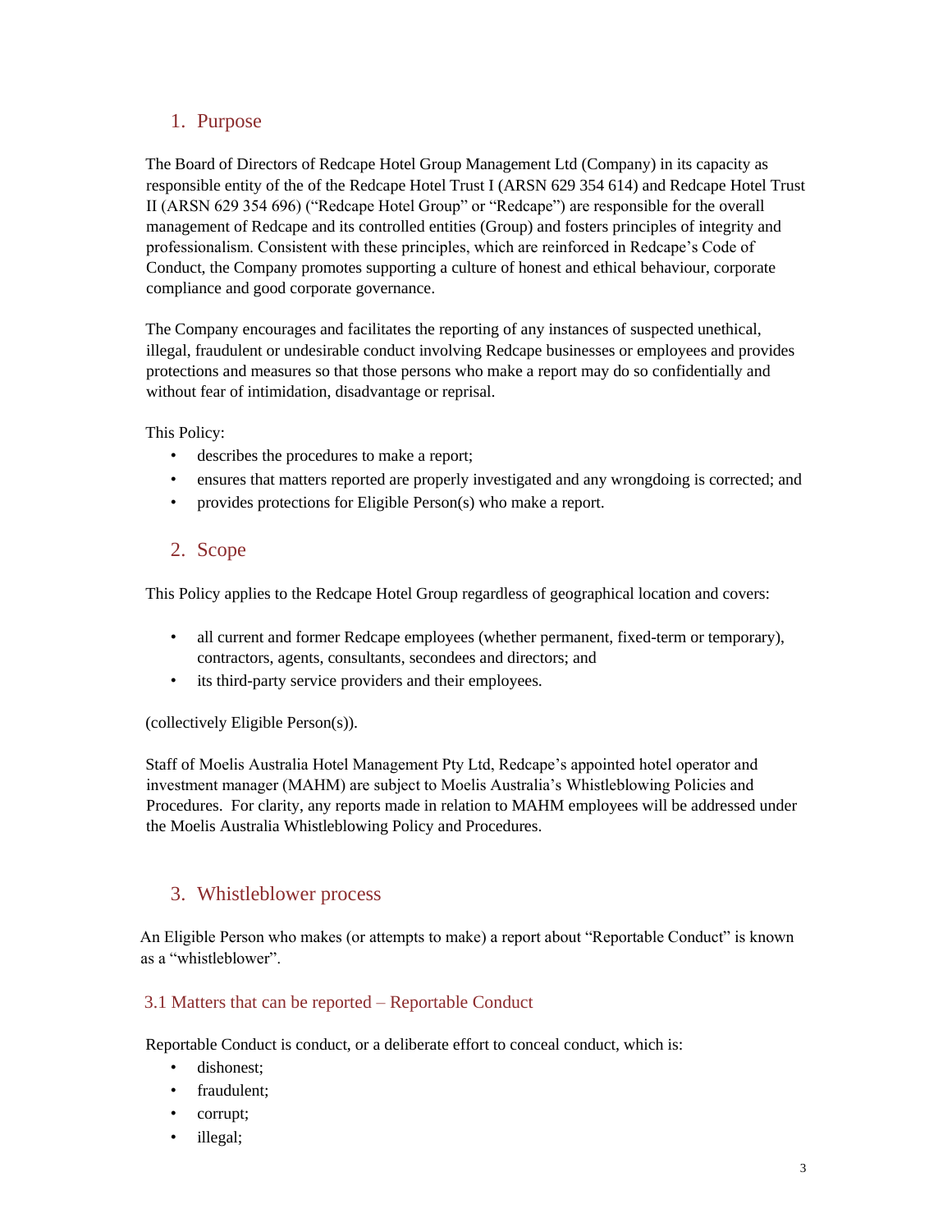## 1. Purpose

The Board of Directors of Redcape Hotel Group Management Ltd (Company) in its capacity as responsible entity of the of the Redcape Hotel Trust I (ARSN 629 354 614) and Redcape Hotel Trust II (ARSN 629 354 696) ("Redcape Hotel Group" or "Redcape") are responsible for the overall management of Redcape and its controlled entities (Group) and fosters principles of integrity and professionalism. Consistent with these principles, which are reinforced in Redcape's Code of Conduct, the Company promotes supporting a culture of honest and ethical behaviour, corporate compliance and good corporate governance.

The Company encourages and facilitates the reporting of any instances of suspected unethical, illegal, fraudulent or undesirable conduct involving Redcape businesses or employees and provides protections and measures so that those persons who make a report may do so confidentially and without fear of intimidation, disadvantage or reprisal.

This Policy:

- describes the procedures to make a report;
- ensures that matters reported are properly investigated and any wrongdoing is corrected; and
- provides protections for Eligible Person(s) who make a report.

## 2. Scope

This Policy applies to the Redcape Hotel Group regardless of geographical location and covers:

- all current and former Redcape employees (whether permanent, fixed-term or temporary), contractors, agents, consultants, secondees and directors; and
- its third-party service providers and their employees.

(collectively Eligible Person(s)).

Staff of Moelis Australia Hotel Management Pty Ltd, Redcape's appointed hotel operator and investment manager (MAHM) are subject to Moelis Australia's Whistleblowing Policies and Procedures. For clarity, any reports made in relation to MAHM employees will be addressed under the Moelis Australia Whistleblowing Policy and Procedures.

## 3. Whistleblower process

An Eligible Person who makes (or attempts to make) a report about "Reportable Conduct" is known as a "whistleblower".

### 3.1 Matters that can be reported – Reportable Conduct

Reportable Conduct is conduct, or a deliberate effort to conceal conduct, which is:

- dishonest;
- fraudulent;
- corrupt;
- illegal;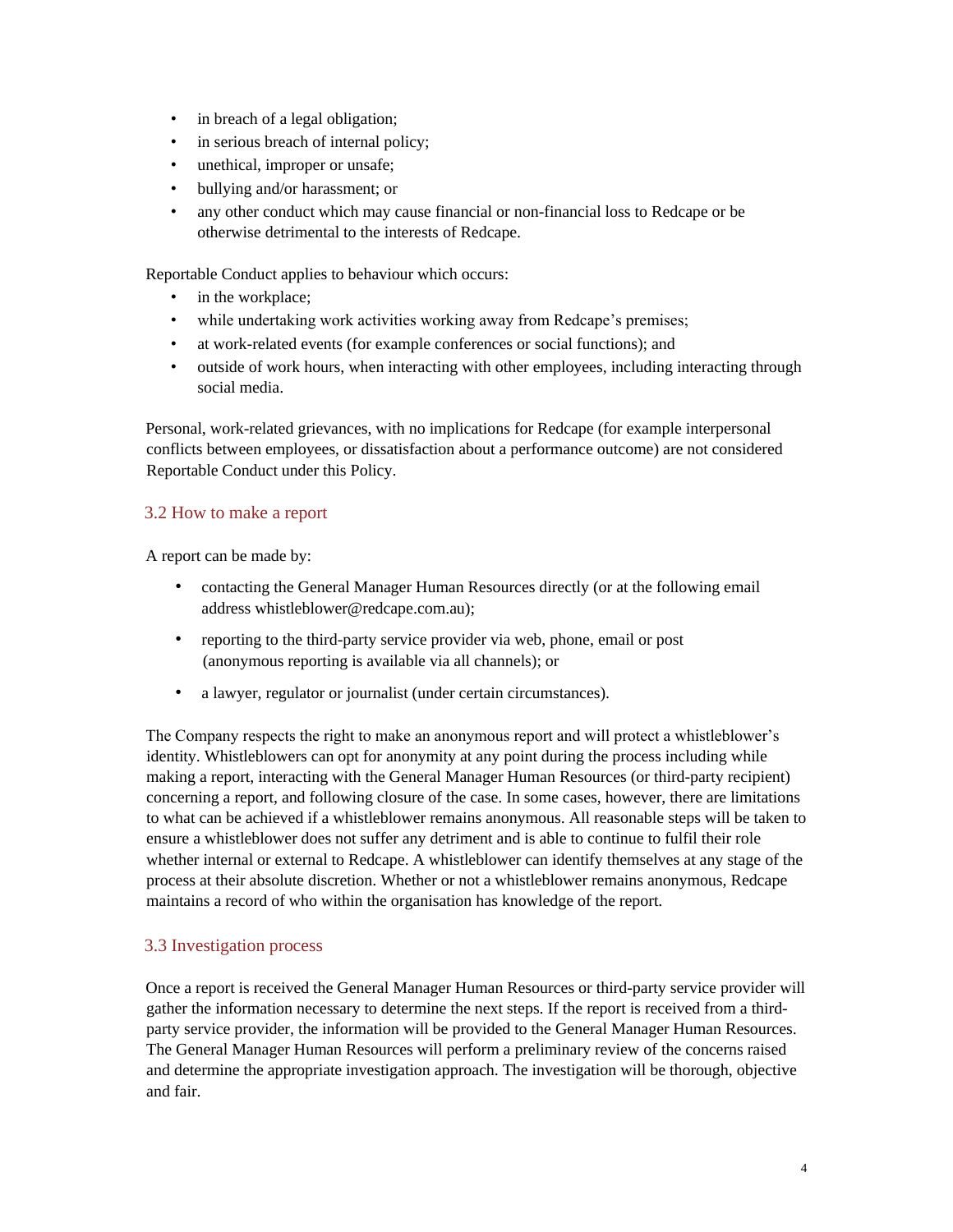- in breach of a legal obligation;
- in serious breach of internal policy;
- unethical, improper or unsafe;
- bullying and/or harassment; or
- any other conduct which may cause financial or non-financial loss to Redcape or be otherwise detrimental to the interests of Redcape.

Reportable Conduct applies to behaviour which occurs:

- in the workplace;
- while undertaking work activities working away from Redcape's premises;
- at work-related events (for example conferences or social functions); and
- outside of work hours, when interacting with other employees, including interacting through social media.

Personal, work-related grievances, with no implications for Redcape (for example interpersonal conflicts between employees, or dissatisfaction about a performance outcome) are not considered Reportable Conduct under this Policy.

### 3.2 How to make a report

A report can be made by:

- contacting the General Manager Human Resources directly (or at the following email address whistleblower@redcape.com.au);
- reporting to the third-party service provider via web, phone, email or post (anonymous reporting is available via all channels); or
- a lawyer, regulator or journalist (under certain circumstances).

The Company respects the right to make an anonymous report and will protect a whistleblower's identity. Whistleblowers can opt for anonymity at any point during the process including while making a report, interacting with the General Manager Human Resources (or third-party recipient) concerning a report, and following closure of the case. In some cases, however, there are limitations to what can be achieved if a whistleblower remains anonymous. All reasonable steps will be taken to ensure a whistleblower does not suffer any detriment and is able to continue to fulfil their role whether internal or external to Redcape. A whistleblower can identify themselves at any stage of the process at their absolute discretion. Whether or not a whistleblower remains anonymous, Redcape maintains a record of who within the organisation has knowledge of the report.

### 3.3 Investigation process

Once a report is received the General Manager Human Resources or third-party service provider will gather the information necessary to determine the next steps. If the report is received from a third-party service provider, the information will be provided to the General Manager Human Resources. The General Manager Human Resources will perform a preliminary review of the concerns raised and determine the appropriate investigation approach. The investigation will be thorough, objective and fair.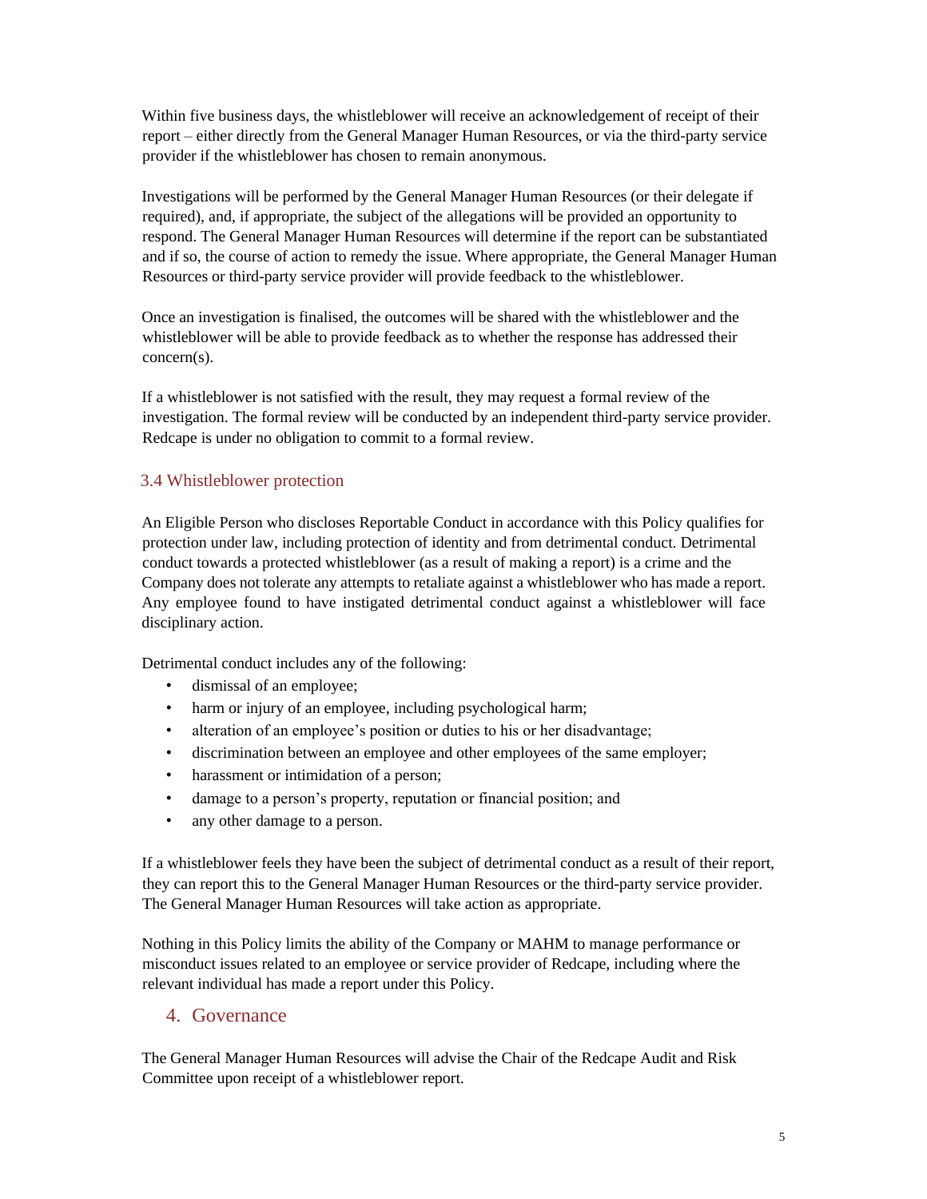Within five business days, the whistleblower will receive an acknowledgement of receipt of their report – either directly from the General Manager Human Resources, or via the third-party service provider if the whistleblower has chosen to remain anonymous.

Investigations will be performed by the General Manager Human Resources (or their delegate if required), and, if appropriate, the subject of the allegations will be provided an opportunity to respond. The General Manager Human Resources will determine if the report can be substantiated and if so, the course of action to remedy the issue. Where appropriate, the General Manager Human Resources or third-party service provider will provide feedback to the whistleblower.

Once an investigation is finalised, the outcomes will be shared with the whistleblower and the whistleblower will be able to provide feedback as to whether the response has addressed their concern(s).

If a whistleblower is not satisfied with the result, they may request a formal review of the investigation. The formal review will be conducted by an independent third-party service provider. Redcape is under no obligation to commit to a formal review.

### 3.4 Whistleblower protection

An Eligible Person who discloses Reportable Conduct in accordance with this Policy qualifies for protection under law, including protection of identity and from detrimental conduct. Detrimental conduct towards a protected whistleblower (as a result of making a report) is a crime and the Company does not tolerate any attempts to retaliate against a whistleblower who has made a report. Any employee found to have instigated detrimental conduct against a whistleblower will face disciplinary action.

Detrimental conduct includes any of the following:

- dismissal of an employee;
- harm or injury of an employee, including psychological harm;
- alteration of an employee's position or duties to his or her disadvantage;
- discrimination between an employee and other employees of the same employer;
- harassment or intimidation of a person;
- damage to a person's property, reputation or financial position; and
- any other damage to a person.

If a whistleblower feels they have been the subject of detrimental conduct as a result of their report, they can report this to the General Manager Human Resources or the third-party service provider. The General Manager Human Resources will take action as appropriate.

Nothing in this Policy limits the ability of the Company or MAHM to manage performance or misconduct issues related to an employee or service provider of Redcape, including where the relevant individual has made a report under this Policy.

## 4. Governance

The General Manager Human Resources will advise the Chair of the Redcape Audit and Risk Committee upon receipt of a whistleblower report.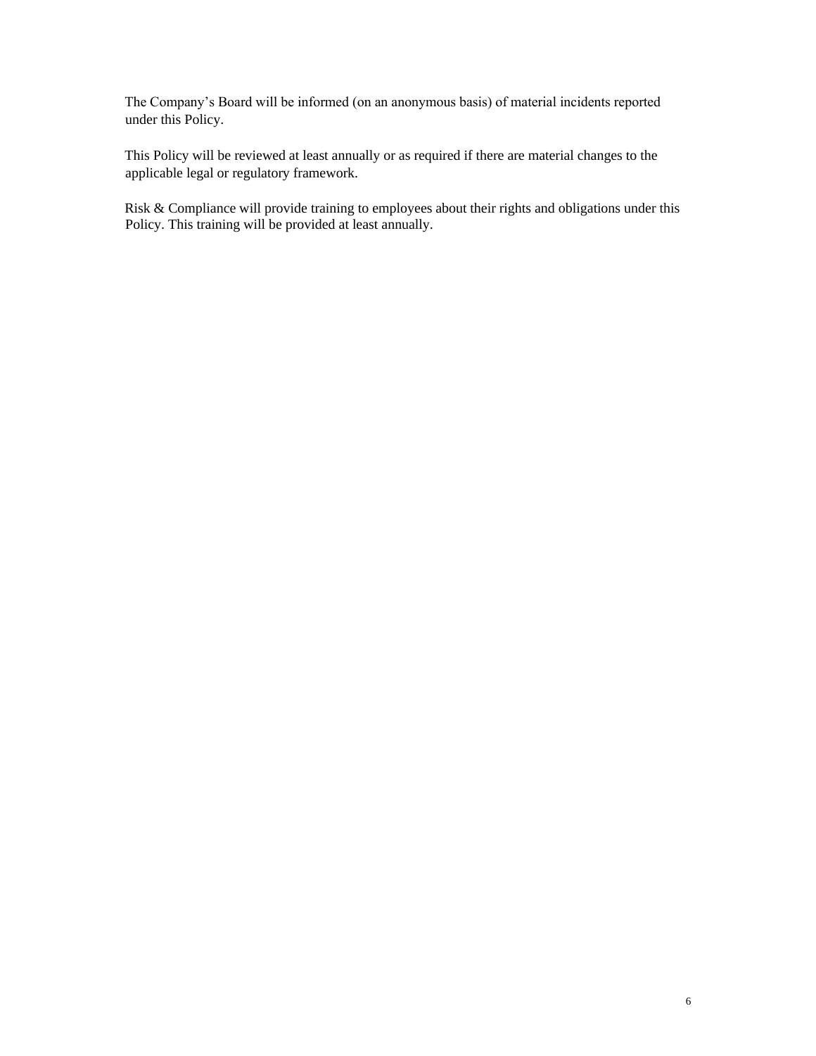The Company's Board will be informed (on an anonymous basis) of material incidents reported under this Policy.

This Policy will be reviewed at least annually or as required if there are material changes to the applicable legal or regulatory framework.

Risk & Compliance will provide training to employees about their rights and obligations under this Policy. This training will be provided at least annually.